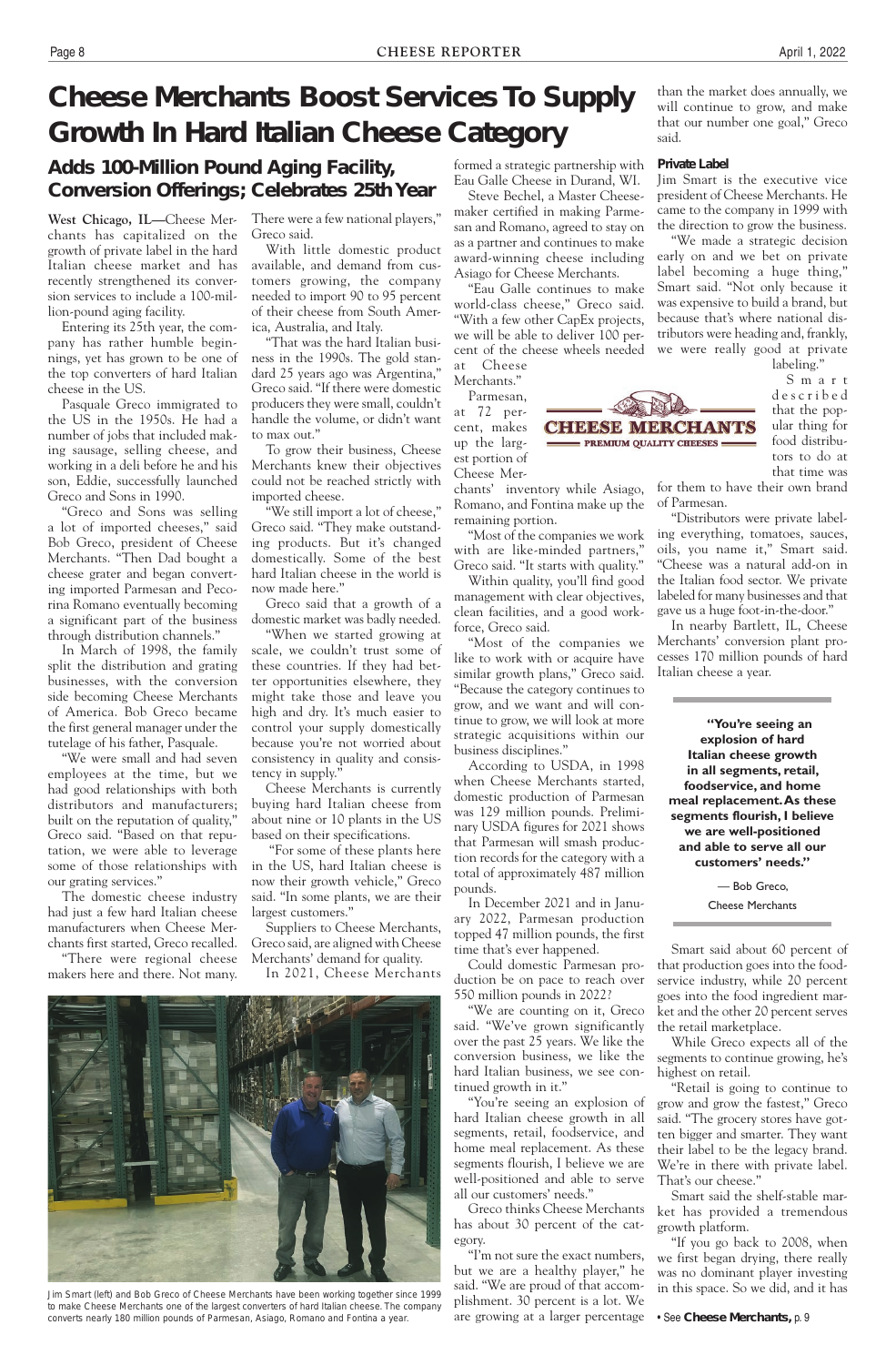# Cheese Merchants Boost Services To Supply Growth In Hard Italian Cheese Category

## Adds 100-Million Pound Aging Facility, Conversion Offerings; Celebrates 25th Year

**West Chicago, IL—**Cheese Merchants has capitalized on the growth of private label in the hard Italian cheese market and has recently strengthened its conversion services to include a 100-million-pound aging facility.

Entering its 25th year, the company has rather humble beginnings, yet has grown to be one of the top converters of hard Italian cheese in the US.

Pasquale Greco immigrated to the US in the 1950s. He had a number of jobs that included making sausage, selling cheese, and working in a deli before he and his son, Eddie, successfully launched Greco and Sons in 1990.

"Greco and Sons was selling a lot of imported cheeses," said Bob Greco, president of Cheese Merchants. "Then Dad bought a cheese grater and began converting imported Parmesan and Pecorina Romano eventually becoming a significant part of the business through distribution channels."

In March of 1998, the family split the distribution and grating businesses, with the conversion side becoming Cheese Merchants of America. Bob Greco became the first general manager under the tutelage of his father, Pasquale.

"We were small and had seven employees at the time, but we had good relationships with both distributors and manufacturers; built on the reputation of quality," Greco said. "Based on that reputation, we were able to leverage some of those relationships with our grating services."

The domestic cheese industry had just a few hard Italian cheese manufacturers when Cheese Merchants first started, Greco recalled.

"There were regional cheese makers here and there. Not many. There were a few national players," Greco said.

With little domestic product available, and demand from customers growing, the company needed to import 90 to 95 percent of their cheese from South America, Australia, and Italy.

"That was the hard Italian business in the 1990s. The gold standard 25 years ago was Argentina," Greco said. "If there were domestic producers they were small, couldn't handle the volume, or didn't want to max out."

To grow their business, Cheese Merchants knew their objectives could not be reached strictly with imported cheese.

"We still import a lot of cheese," Greco said. "They make outstanding products. But it's changed domestically. Some of the best hard Italian cheese in the world is now made here."

Greco said that a growth of a domestic market was badly needed.

"When we started growing at scale, we couldn't trust some of these countries. If they had better opportunities elsewhere, they might take those and leave you high and dry. It's much easier to control your supply domestically because you're not worried about consistency in quality and consistency in supply."

Cheese Merchants is currently buying hard Italian cheese from about nine or 10 plants in the US based on their specifications.

"For some of these plants here in the US, hard Italian cheese is now their growth vehicle," Greco said. "In some plants, we are their largest customers."

Suppliers to Cheese Merchants, Greco said, are aligned with Cheese Merchants' demand for quality.

In 2021, Cheese Merchants formed a strategic partnership with Eau Galle Cheese in Durand, WI.

Steve Bechel, a Master Cheesemaker certified in making Parmesan and Romano, agreed to stay on as a partner and continues to make award-winning cheese including Asiago for Cheese Merchants.

"Eau Galle continues to make world-class cheese," Greco said. "With a few other CapEx projects, we will be able to deliver 100 percent of the cheese wheels needed at Cheese Merchants."

Parmesan, at 72 percent, makes up the largest portion of Cheese Merchants' inventory while Asiago, Romano, and Fontina make up the remaining portion.

"Most of the companies we work with are like-minded partners," Greco said. "It starts with quality."

Within quality, you'll find good management with clear objectives, clean facilities, and a good workforce, Greco said.

"Most of the companies we like to work with or acquire have similar growth plans," Greco said. "Because the category continues to grow, and we want and will continue to grow, we will look at more strategic acquisitions within our business disciplines."

According to USDA, in 1998 when Cheese Merchants started, domestic production of Parmesan was 129 million pounds. Preliminary USDA figures for 2021 shows that Parmesan will smash production records for the category with a total of approximately 487 million pounds.

In December 2021 and in January 2022, Parmesan production topped 47 million pounds, the first time that's ever happened.

Could domestic Parmesan production be on pace to reach over 550 million pounds in 2022?

"We are counting on it, Greco said. "We've grown significantly over the past 25 years. We like the conversion business, we like the hard Italian business, we see continued growth in it."

"You're seeing an explosion of hard Italian cheese growth in all segments, retail, foodservice, and home meal replacement. As these segments flourish, I believe we are well-positioned and able to serve all our customers' needs."

Greco thinks Cheese Merchants has about 30 percent of the category.

"I'm not sure the exact numbers, but we are a healthy player," he said. "We are proud of that accomplishment. 30 percent is a lot. We are growing at a larger percentage than the market does annually, we will continue to grow, and make that our number one goal," Greco said.

### Private Label

Jim Smart is the executive vice president of Cheese Merchants. He came to the company in 1999 with the direction to grow the business.

"We made a strategic decision early on and we bet on private label becoming a huge thing," Smart said. "Not only because it was expensive to build a brand, but because that's where national distributors were heading and, frankly, we were really good at private labeling."

Smart described that the popular thing for food distributors to do at that time was for them to have their own brand of Parmesan.

"Distributors were private labeling everything, tomatoes, sauces, oils, you name it," Smart said. "Cheese was a natural add-on in the Italian food sector. We private labeled for many businesses and that gave us a huge foot-in-the-door."

In nearby Bartlett, IL, Cheese Merchants' conversion plant processes 170 million pounds of hard Italian cheese a year.

> **"You're seeing an explosion of hard Italian cheese growth in all segments, retail, foodservice, and home meal replacement. As these segments flourish, I believe we are well-positioned and able to serve all our customers' needs."**
>
> — Bob Greco, Cheese Merchants

Smart said about 60 percent of that production goes into the foodservice industry, while 20 percent goes into the food ingredient market and the other 20 percent serves the retail marketplace.

While Greco expects all of the segments to continue growing, he's highest on retail.

"Retail is going to continue to grow and grow the fastest," Greco said. "The grocery stores have gotten bigger and smarter. They want their label to be the legacy brand. We're in there with private label. That's our cheese."

Smart said the shelf-stable market has provided a tremendous growth platform.

"If you go back to 2008, when we first began drying, there really was no dominant player investing in this space. So we did, and it has

• See **Cheese Merchants,** p. 9

Jim Smart (left) and Bob Greco of Cheese Merchants have been working together since 1999 to make Cheese Merchants one of the largest converters of hard Italian cheese. The company converts nearly 180 million pounds of Parmesan, Asiago, Romano and Fontina a year.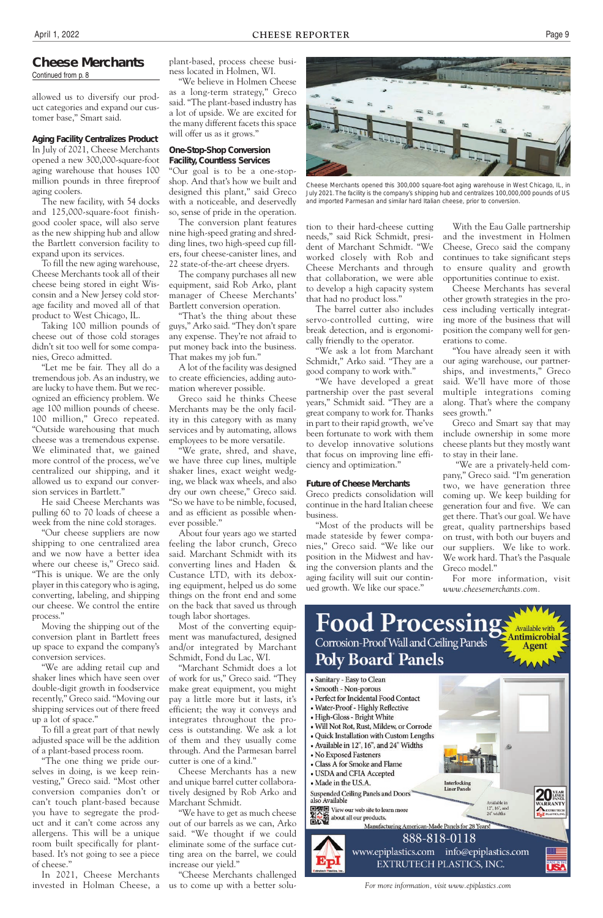## Cheese Merchants

Continued from p. 8

allowed us to diversify our product categories and expand our customer base," Smart said.

### Aging Facility Centralizes Product

In July of 2021, Cheese Merchants opened a new 300,000-square-foot aging warehouse that houses 100 million pounds in three fireproof aging coolers.

The new facility, with 54 docks and 125,000-square-foot finish-good cooler space, will also serve as the new shipping hub and allow the Bartlett conversion facility to expand upon its services.

To fill the new aging warehouse, Cheese Merchants took all of their cheese being stored in eight Wisconsin and a New Jersey cold storage facility and moved all of that product to West Chicago, IL.

Taking 100 million pounds of cheese out of those cold storages didn't sit too well for some companies, Greco admitted.

"Let me be fair. They all do a tremendous job. As an industry, we are lucky to have them. But we recognized an efficiency problem. We age 100 million pounds of cheese. 100 million," Greco repeated. "Outside warehousing that much cheese was a tremendous expense. We eliminated that, we gained more control of the process, we've centralized our shipping, and it allowed us to expand our conversion services in Bartlett."

He said Cheese Merchants was pulling 60 to 70 loads of cheese a week from the nine cold storages.

"Our cheese suppliers are now shipping to one centralized area and we now have a better idea where our cheese is," Greco said. "This is unique. We are the only player in this category who is aging, converting, labeling, and shipping our cheese. We control the entire process."

Moving the shipping out of the conversion plant in Bartlett frees up space to expand the company's conversion services.

"We are adding retail cup and shaker lines which have seen over double-digit growth in foodservice recently," Greco said. "Moving our shipping services out of there freed up a lot of space."

To fill a great part of that newly adjusted space will be the addition of a plant-based process room.

"The one thing we pride ourselves in doing, is we keep reinvesting," Greco said. "Most other conversion companies don't or can't touch plant-based because you have to segregate the product and it can't come across any allergens. This will be a unique room built specifically for plant-based. It's not going to see a piece of cheese."

In 2021, Cheese Merchants invested in Holman Cheese, a plant-based, process cheese business located in Holmen, WI.

"We believe in Holmen Cheese as a long-term strategy," Greco said. "The plant-based industry has a lot of upside. We are excited for the many different facets this space will offer us as it grows."

### One-Stop-Shop Conversion Facility, Countless Services

"Our goal is to be a one-stop-shop. And that's how we built and designed this plant," said Greco with a noticeable, and deservedly so, sense of pride in the operation.

The conversion plant features nine high-speed grating and shredding lines, two high-speed cup fillers, four cheese-canister lines, and 22 state-of-the-art cheese dryers.

The company purchases all new equipment, said Rob Arko, plant manager of Cheese Merchants' Bartlett conversion operation.

"That's the thing about these guys," Arko said. "They don't spare any expense. They're not afraid to put money back into the business. That makes my job fun."

A lot of the facility was designed to create efficiencies, adding automation wherever possible.

Greco said he thinks Cheese Merchants may be the only facility in this category with as many services and by automating, allows employees to be more versatile.

"We grate, shred, and shave, we have three cup lines, multiple shaker lines, exact weight wedging, we block wax wheels, and also dry our own cheese," Greco said. "So we have to be nimble, focused, and as efficient as possible whenever possible."

About four years ago we started feeling the labor crunch, Greco said. Marchant Schmidt with its converting lines and Haden & Custance LTD, with its deboxing equipment, helped us do some things on the front end and some on the back that saved us through tough labor shortages.

Most of the converting equipment was manufactured, designed and/or integrated by Marchant Schmidt, Fond du Lac, WI.

"Marchant Schmidt does a lot of work for us," Greco said. "They make great equipment, you might pay a little more but it lasts, it's efficient; the way it conveys and integrates throughout the process is outstanding. We ask a lot of them and they usually come through. And the Parmesan barrel cutter is one of a kind."

Cheese Merchants has a new and unique barrel cutter collaboratively designed by Rob Arko and Marchant Schmidt.

"We have to get as much cheese out of our barrels as we can, Arko said. "We thought if we could eliminate some of the surface cutting area on the barrel, we could increase our yield."

"Cheese Merchants challenged us to come up with a better solution to their hard-cheese cutting needs," said Rick Schmidt, president of Marchant Schmidt. "We worked closely with Rob and Cheese Merchants and through that collaboration, we were able to develop a high capacity system that had no product loss."

The barrel cutter also includes servo-controlled cutting, wire break detection, and is ergonomically friendly to the operator.

"We ask a lot from Marchant Schmidt," Arko said. "They are a good company to work with."

"We have developed a great partnership over the past several years," Schmidt said. "They are a great company to work for. Thanks in part to their rapid growth, we've been fortunate to work with them to develop innovative solutions that focus on improving line efficiency and optimization."

Cheese Merchants opened this 300,000 square-foot aging warehouse in West Chicago, IL, in July 2021. The facility is the company's shipping hub and centralizes 100,000,000 pounds of US and imported Parmesan and similar hard Italian cheese, prior to conversion.

### Future of Cheese Merchants

Greco predicts consolidation will continue in the hard Italian cheese business.

"Most of the products will be made stateside by fewer companies," Greco said. "We like our position in the Midwest and having the conversion plants and the aging facility will suit our continued growth. We like our space."

With the Eau Galle partnership and the investment in Holmen Cheese, Greco said the company continues to take significant steps to ensure quality and growth opportunities continue to exist.

Cheese Merchants has several other growth strategies in the process including vertically integrating more of the business that will position the company well for generations to come.

"You have already seen it with our aging warehouse, our partnerships, and investments," Greco said. "We'll have more of those multiple integrations coming along. That's where the company sees growth."

Greco and Smart say that may include ownership in some more cheese plants but they mostly want to stay in their lane.

"We are a privately-held company," Greco said. "I'm generation two, we have generation three coming up. We keep building for generation four and five. We can get there. That's our goal. We have great, quality partnerships based on trust, with both our buyers and our suppliers. We like to work. We work hard. That's the Pasquale Greco model."

For more information, visit *www.cheesemerchants.com*.

# Food Processing

Corrosion-Proof Wall and Ceiling Panels

**Poly Board Panels**

Available with Antimicrobial Agent

- Sanitary - Easy to Clean
- Smooth - Non-porous
- Perfect for Incidental Food Contact
- Water-Proof - Highly Reflective
- High-Gloss - Bright White
- Will Not Rot, Rust, Mildew, or Corrode
- Quick Installation with Custom Lengths
- Available in 12", 16", and 24" Widths
- No Exposed Fasteners
- Class A for Smoke and Flame
- USDA and CFIA Accepted
- Made in the U.S.A.

Interlocking Liner Panels

Available in 12", 16", and 24" widths

20 YEAR LINER PANEL WARRANTY

Suspended Ceiling Panels and Doors also Available

View our web site to learn more about all our products.

Manufacturing American-Made Panels for 28 Years!

888-818-0118

www.epiplastics.com info@epiplastics.com

EXTRUTECH PLASTICS, INC.

*For more information, visit www.epiplastics.com*